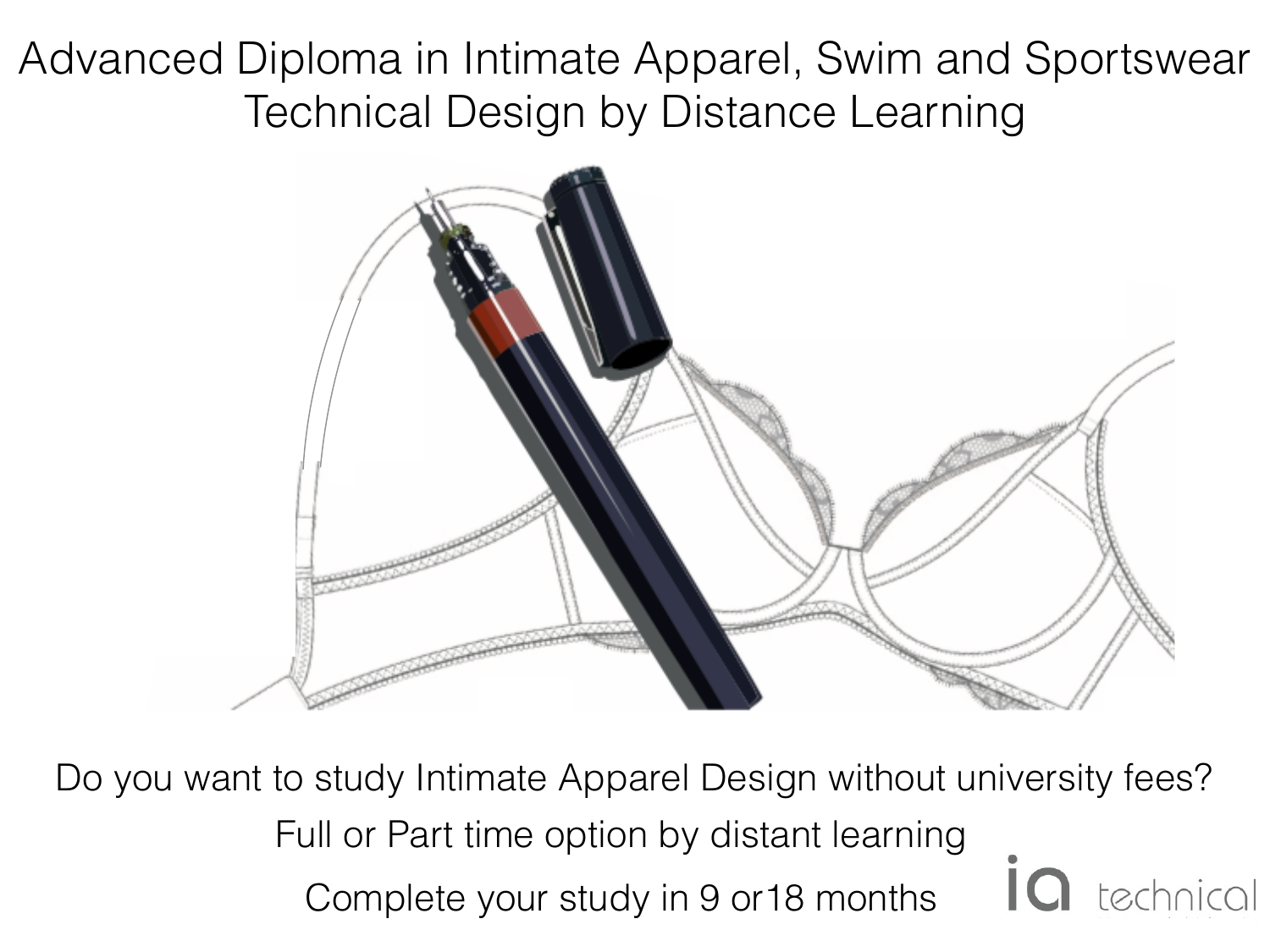# Advanced Diploma in Intimate Apparel, Swim and Sportswear Technical Design by Distance Learning

Do you want to study Intimate Apparel Design without university fees?

Full or Part time option by distant learning

Complete your study in 9 or18 months

ia technical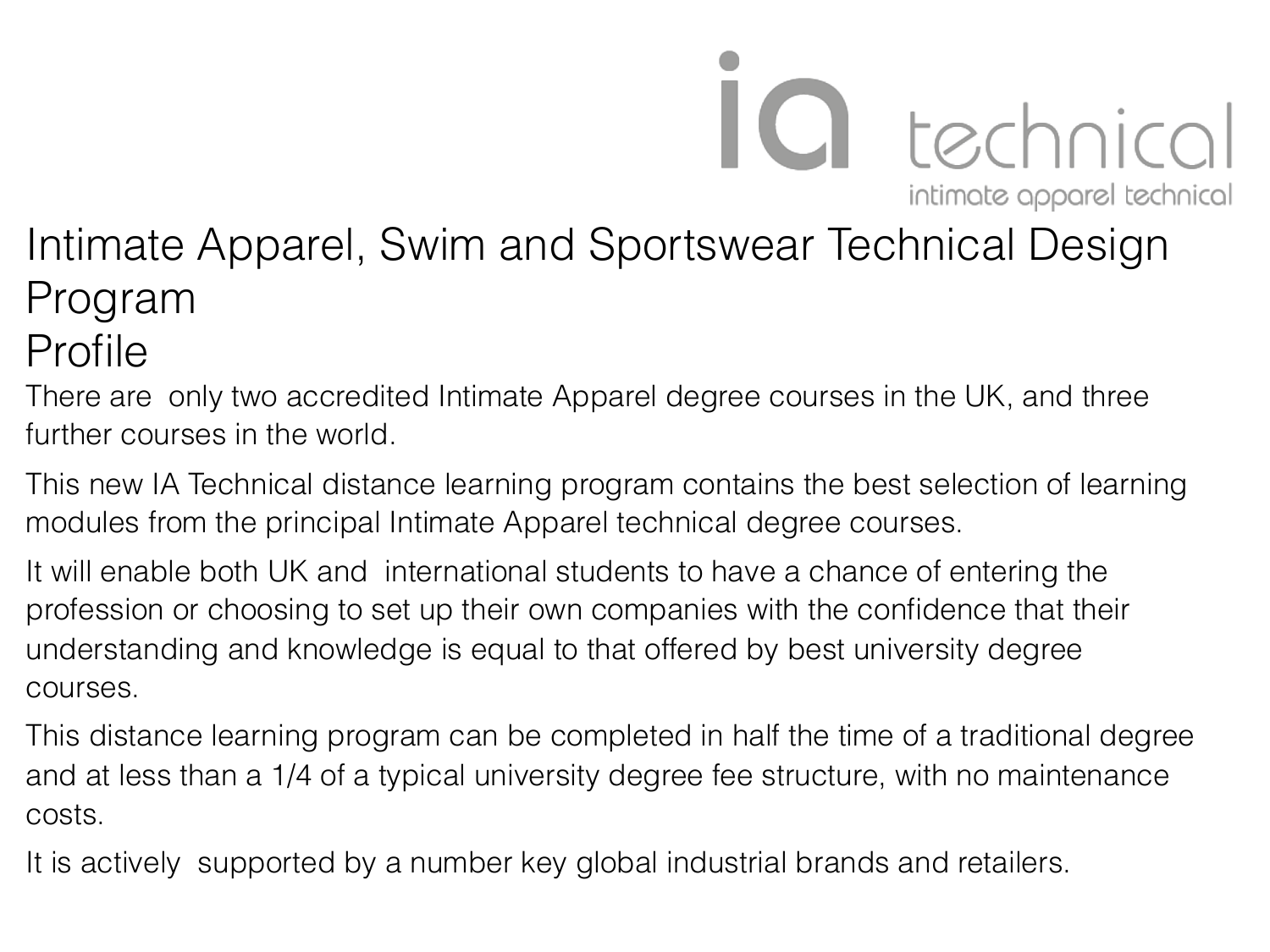ia technical

intimate apparel technical

# Intimate Apparel, Swim and Sportswear Technical Design Program

## Profile

There are only two accredited Intimate Apparel degree courses in the UK, and three further courses in the world.

This new IA Technical distance learning program contains the best selection of learning modules from the principal Intimate Apparel technical degree courses.

It will enable both UK and international students to have a chance of entering the profession or choosing to set up their own companies with the confidence that their understanding and knowledge is equal to that offered by best university degree courses.

This distance learning program can be completed in half the time of a traditional degree and at less than a 1/4 of a typical university degree fee structure, with no maintenance costs.

It is actively supported by a number key global industrial brands and retailers.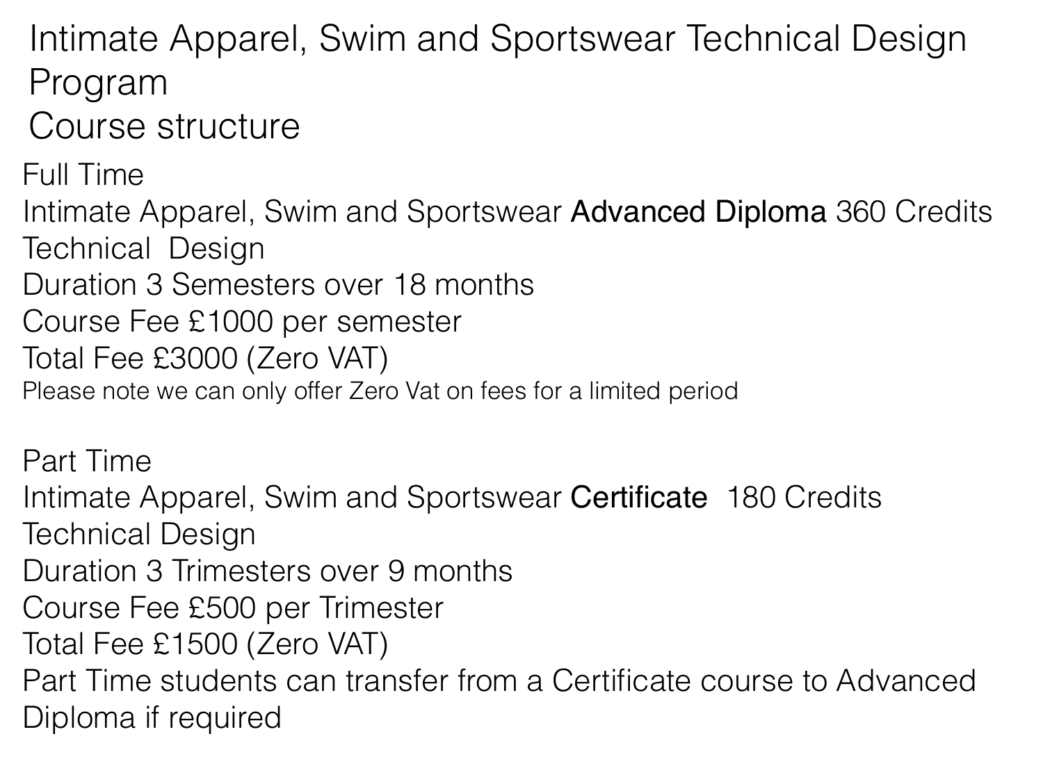# Intimate Apparel, Swim and Sportswear Technical Design Program
# Course structure

Full Time
Intimate Apparel, Swim and Sportswear **Advanced Diploma** 360 Credits
Technical Design
Duration 3 Semesters over 18 months
Course Fee £1000 per semester
Total Fee £3000 (Zero VAT)
Please note we can only offer Zero Vat on fees for a limited period

Part Time
Intimate Apparel, Swim and Sportswear **Certificate** 180 Credits
Technical Design
Duration 3 Trimesters over 9 months
Course Fee £500 per Trimester
Total Fee £1500 (Zero VAT)
Part Time students can transfer from a Certificate course to Advanced Diploma if required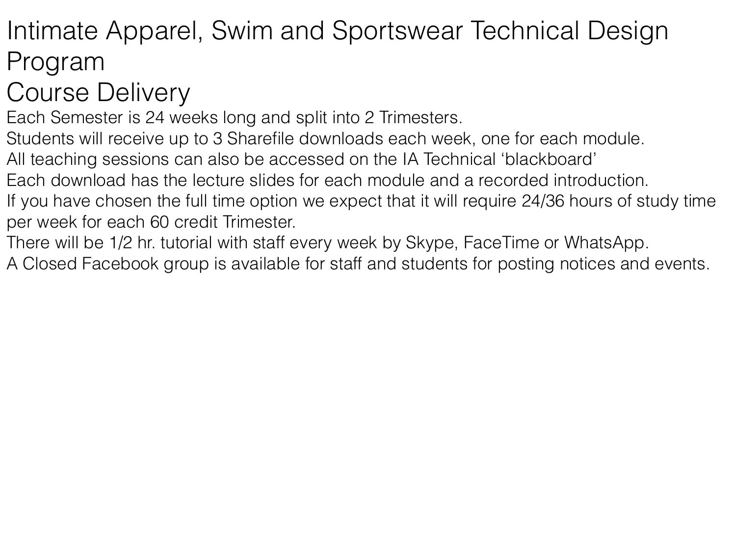# Intimate Apparel, Swim and Sportswear Technical Design Program

## Course Delivery

Each Semester is 24 weeks long and split into 2 Trimesters.
Students will receive up to 3 Sharefile downloads each week, one for each module.
All teaching sessions can also be accessed on the IA Technical 'blackboard'
Each download has the lecture slides for each module and a recorded introduction.
If you have chosen the full time option we expect that it will require 24/36 hours of study time per week for each 60 credit Trimester.
There will be 1/2 hr. tutorial with staff every week by Skype, FaceTime or WhatsApp.
A Closed Facebook group is available for staff and students for posting notices and events.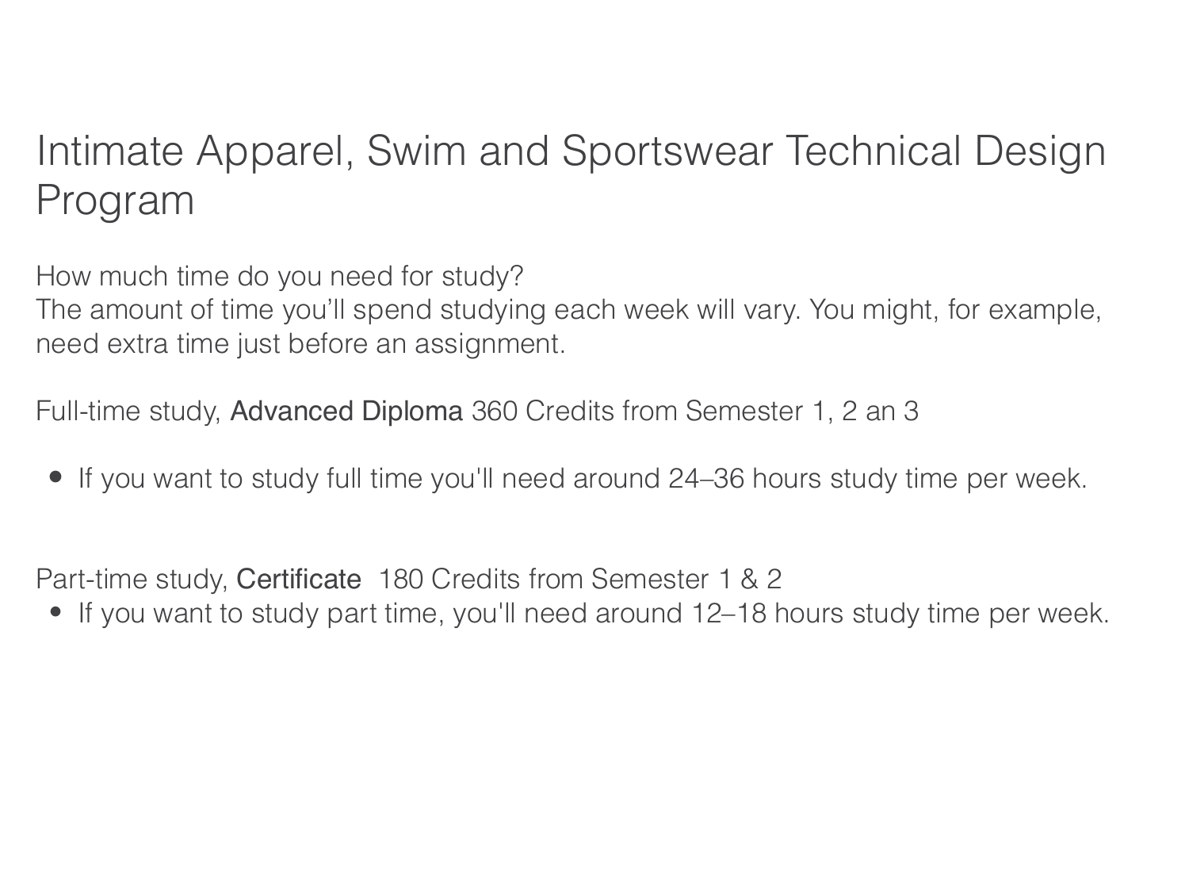# Intimate Apparel, Swim and Sportswear Technical Design Program

How much time do you need for study?
The amount of time you'll spend studying each week will vary. You might, for example, need extra time just before an assignment.

Full-time study, Advanced Diploma 360 Credits from Semester 1, 2 an 3

- If you want to study full time you'll need around 24–36 hours study time per week.

Part-time study, Certificate 180 Credits from Semester 1 & 2

- If you want to study part time, you'll need around 12–18 hours study time per week.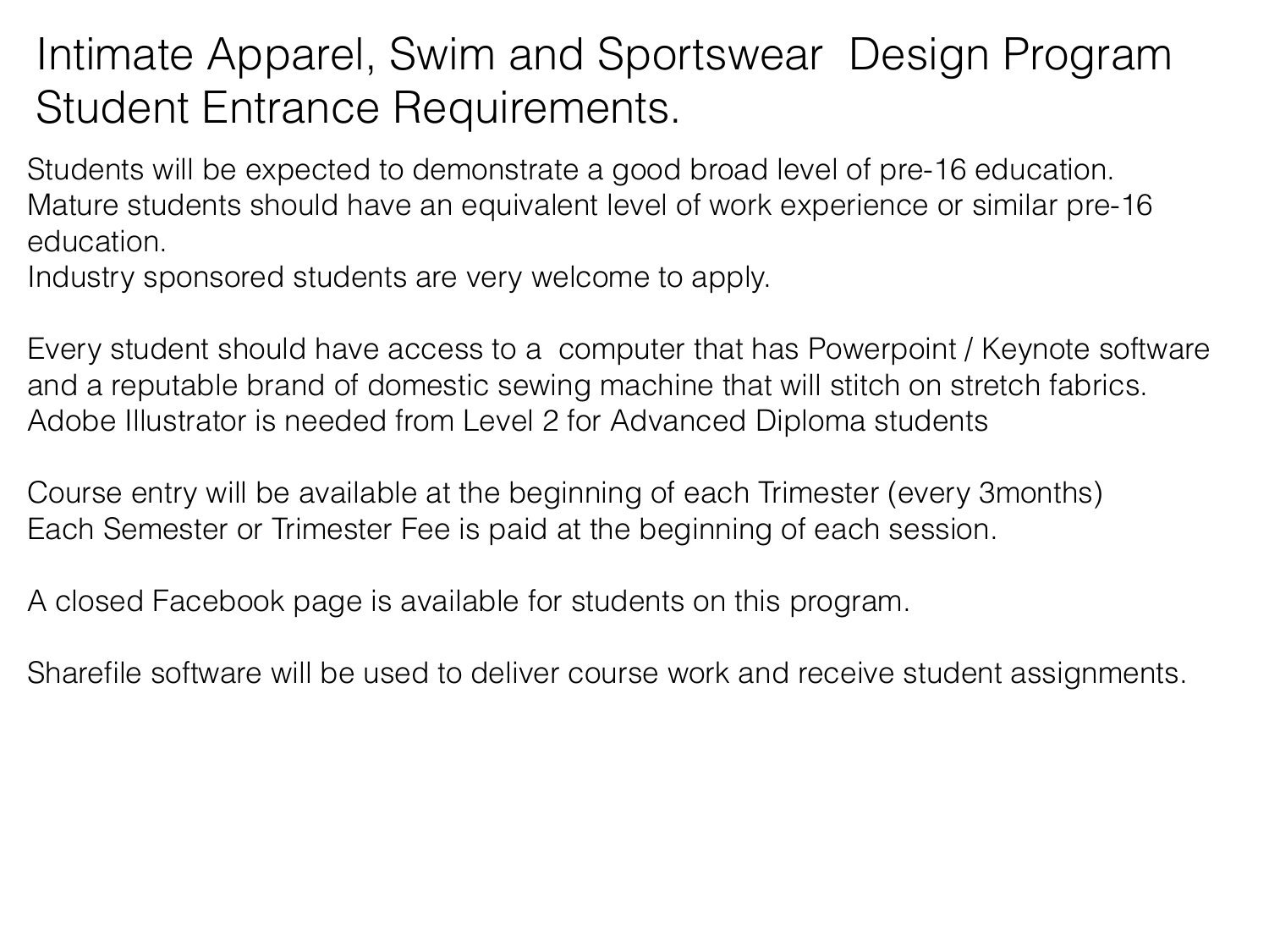# Intimate Apparel, Swim and Sportswear Design Program Student Entrance Requirements.

Students will be expected to demonstrate a good broad level of pre-16 education.
Mature students should have an equivalent level of work experience or similar pre-16 education.
Industry sponsored students are very welcome to apply.

Every student should have access to a computer that has Powerpoint / Keynote software and a reputable brand of domestic sewing machine that will stitch on stretch fabrics.
Adobe Illustrator is needed from Level 2 for Advanced Diploma students

Course entry will be available at the beginning of each Trimester (every 3months)
Each Semester or Trimester Fee is paid at the beginning of each session.

A closed Facebook page is available for students on this program.

Sharefile software will be used to deliver course work and receive student assignments.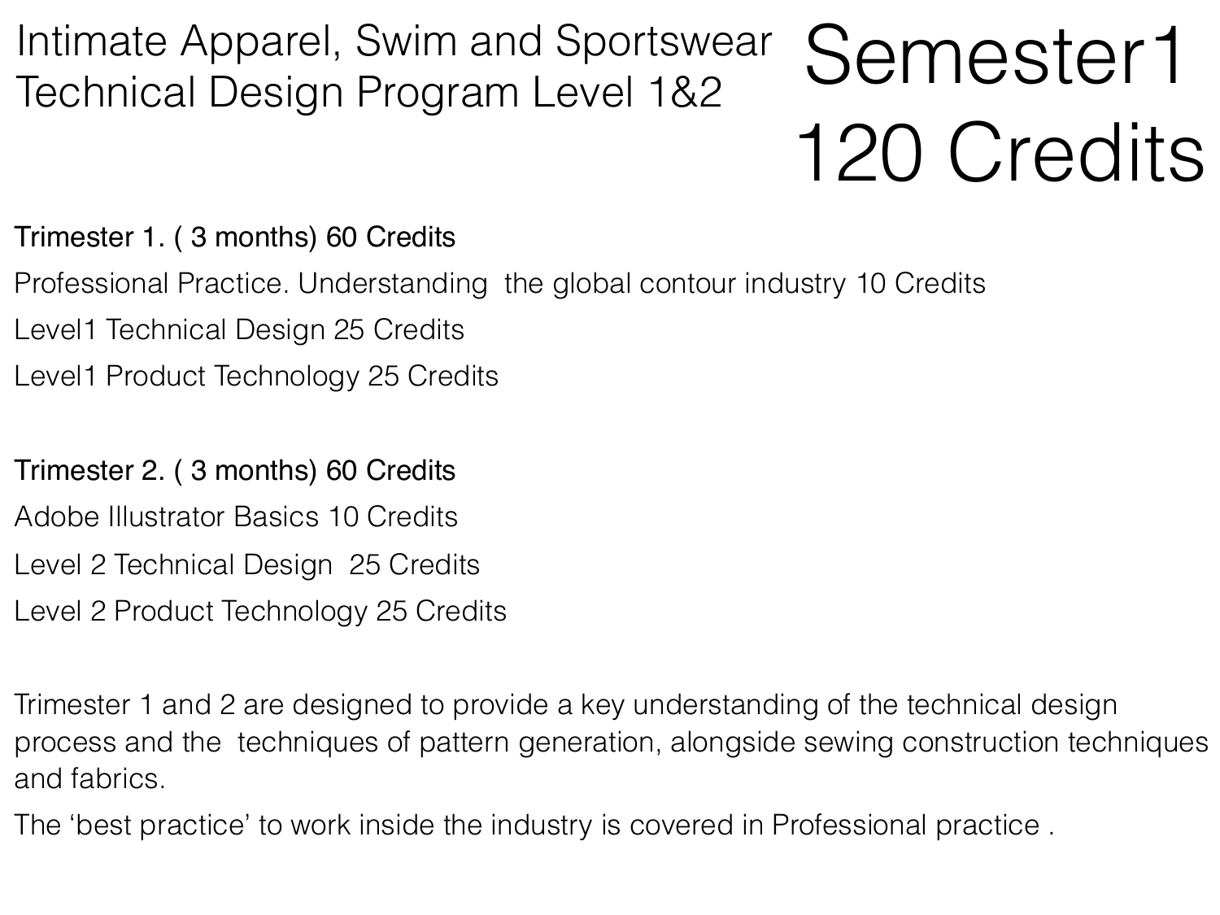# Intimate Apparel, Swim and Sportswear Technical Design Program Level 1&2

# Semester1 120 Credits

**Trimester 1. ( 3 months) 60 Credits**

Professional Practice. Understanding  the global contour industry 10 Credits

Level1 Technical Design 25 Credits

Level1 Product Technology 25 Credits

**Trimester 2. ( 3 months) 60 Credits**

Adobe Illustrator Basics 10 Credits

Level 2 Technical Design  25 Credits

Level 2 Product Technology 25 Credits

Trimester 1 and 2 are designed to provide a key understanding of the technical design process and the  techniques of pattern generation, alongside sewing construction techniques and fabrics.

The 'best practice' to work inside the industry is covered in Professional practice .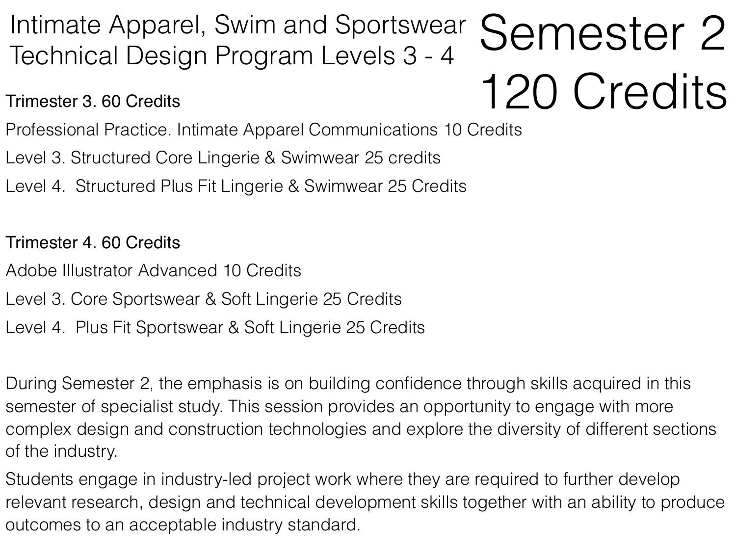# Intimate Apparel, Swim and Sportswear Technical Design Program Levels 3 - 4

# Semester 2
# 120 Credits

**Trimester 3. 60 Credits**

Professional Practice. Intimate Apparel Communications 10 Credits

Level 3. Structured Core Lingerie & Swimwear 25 credits

Level 4. Structured Plus Fit Lingerie & Swimwear 25 Credits

**Trimester 4. 60 Credits**

Adobe Illustrator Advanced 10 Credits

Level 3. Core Sportswear & Soft Lingerie 25 Credits

Level 4. Plus Fit Sportswear & Soft Lingerie 25 Credits

During Semester 2, the emphasis is on building confidence through skills acquired in this semester of specialist study. This session provides an opportunity to engage with more complex design and construction technologies and explore the diversity of different sections of the industry.

Students engage in industry-led project work where they are required to further develop relevant research, design and technical development skills together with an ability to produce outcomes to an acceptable industry standard.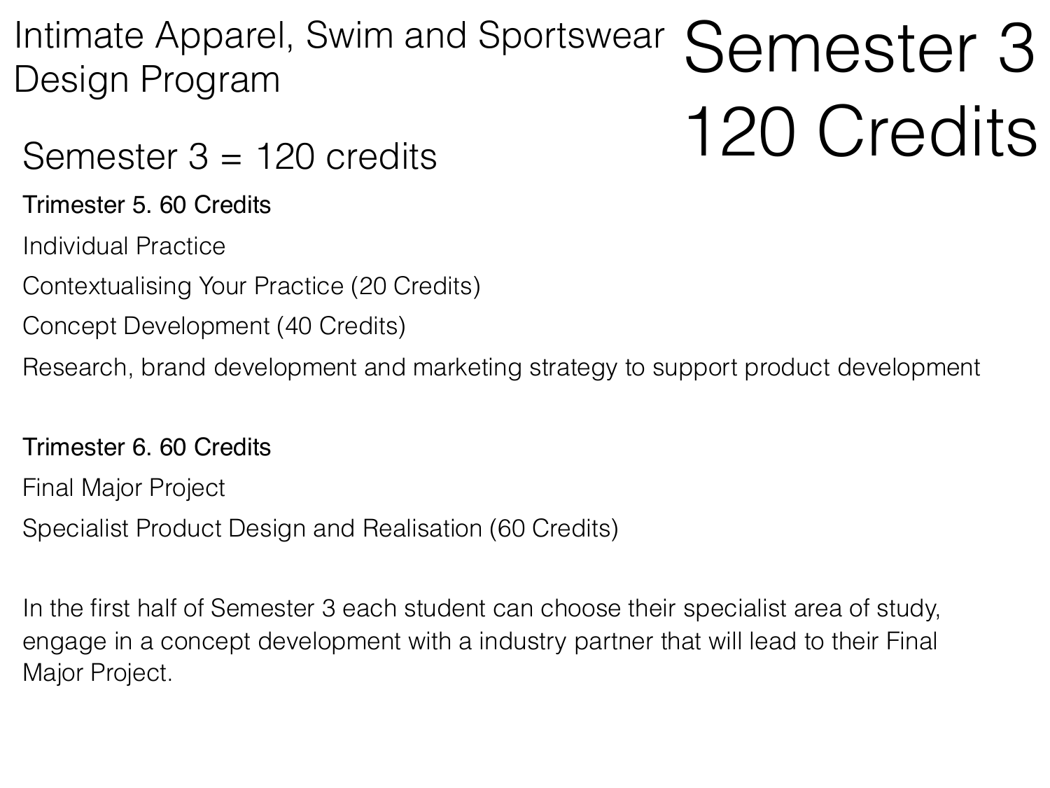# Intimate Apparel, Swim and Sportswear Design Program

# Semester 3
# 120 Credits

## Semester 3 = 120 credits

### Trimester 5. 60 Credits

Individual Practice

Contextualising Your Practice (20 Credits)

Concept Development (40 Credits)

Research, brand development and marketing strategy to support product development

### Trimester 6. 60 Credits

Final Major Project

Specialist Product Design and Realisation (60 Credits)

In the first half of Semester 3 each student can choose their specialist area of study, engage in a concept development with a industry partner that will lead to their Final Major Project.